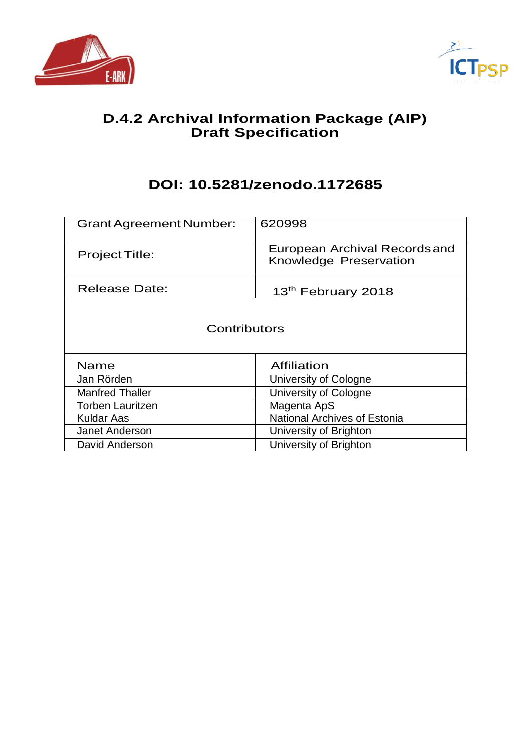# D.4.2 Archival Information Package (AIP) Draft Specification

## DOI: 10.5281/zenodo.1172685

| Grant Agreement Number: | 620998 |
|---|---|
| Project Title: | European Archival Records and Knowledge Preservation |
| Release Date: | 13th February 2018 |

| Contributors | |
|---|---|
| **Name** | **Affiliation** |
| Jan Rörden | University of Cologne |
| Manfred Thaller | University of Cologne |
| Torben Lauritzen | Magenta ApS |
| Kuldar Aas | National Archives of Estonia |
| Janet Anderson | University of Brighton |
| David Anderson | University of Brighton |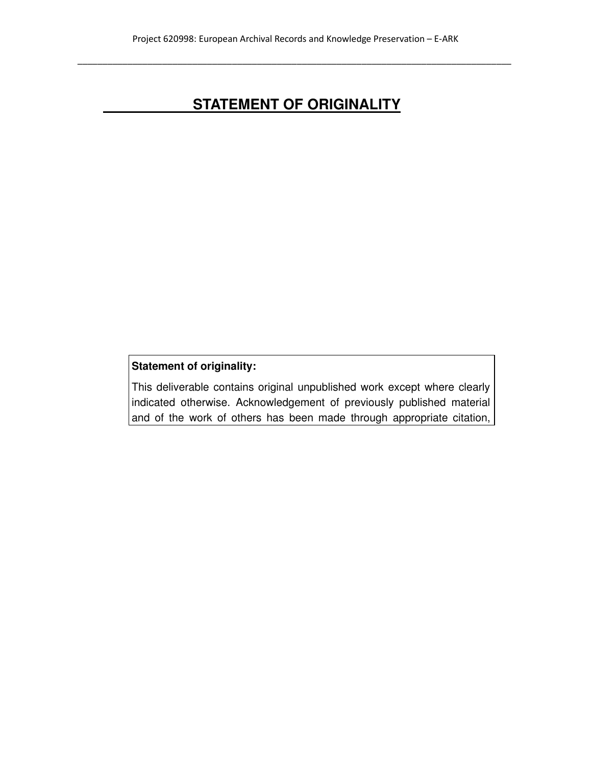# STATEMENT OF ORIGINALITY

**Statement of originality:**

This deliverable contains original unpublished work except where clearly indicated otherwise. Acknowledgement of previously published material and of the work of others has been made through appropriate citation,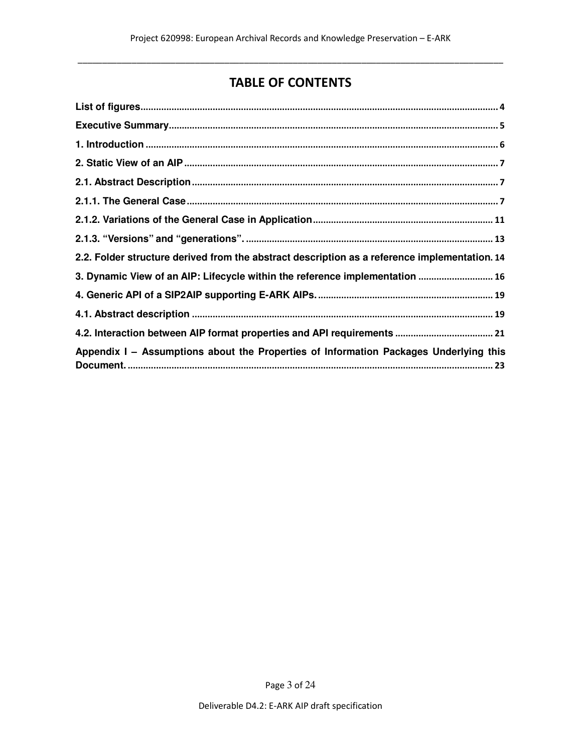# TABLE OF CONTENTS

List of figures ..... 4

Executive Summary ..... 5

1. Introduction ..... 6

2. Static View of an AIP ..... 7

2.1. Abstract Description ..... 7

2.1.1. The General Case ..... 7

2.1.2. Variations of the General Case in Application ..... 11

2.1.3. “Versions” and “generations”. ..... 13

2.2. Folder structure derived from the abstract description as a reference implementation. 14

3. Dynamic View of an AIP: Lifecycle within the reference implementation ..... 16

4. Generic API of a SIP2AIP supporting E-ARK AIPs. ..... 19

4.1. Abstract description ..... 19

4.2. Interaction between AIP format properties and API requirements ..... 21

Appendix I – Assumptions about the Properties of Information Packages Underlying this Document. ..... 23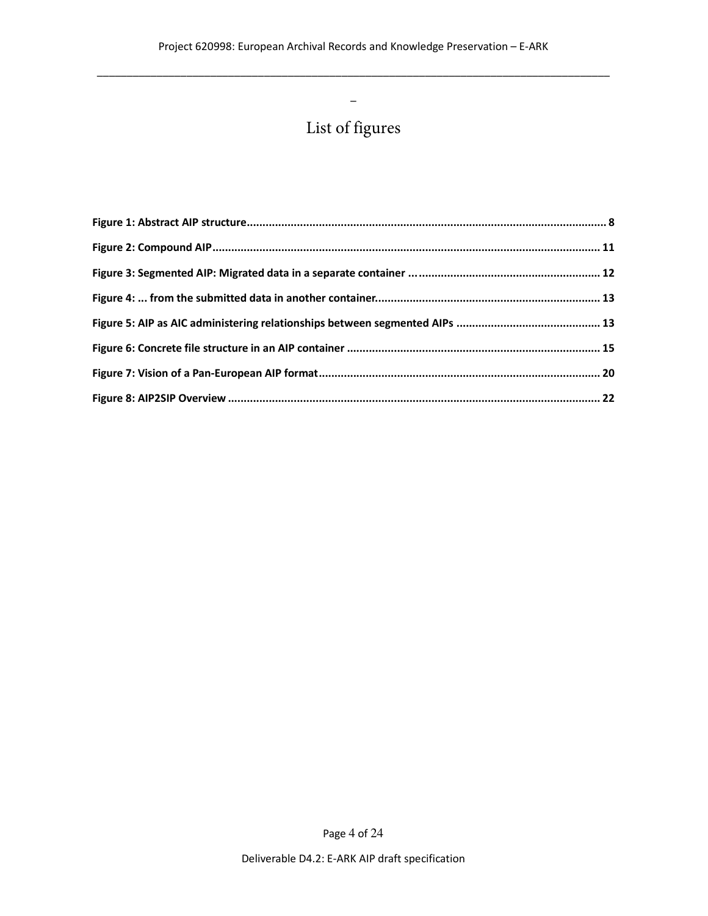# List of figures

**Figure 1: Abstract AIP structure** ........ 8

**Figure 2: Compound AIP** ........ 11

**Figure 3: Segmented AIP: Migrated data in a separate container ...** ........ 12

**Figure 4: ... from the submitted data in another container.** ........ 13

**Figure 5: AIP as AIC administering relationships between segmented AIPs** ........ 13

**Figure 6: Concrete file structure in an AIP container** ........ 15

**Figure 7: Vision of a Pan-European AIP format** ........ 20

**Figure 8: AIP2SIP Overview** ........ 22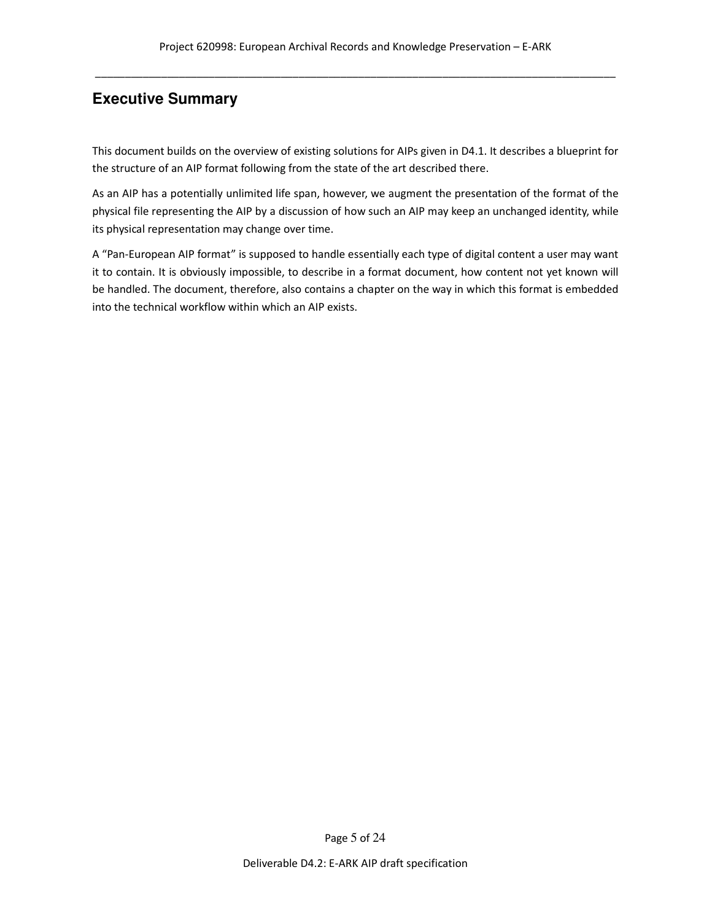# Executive Summary

This document builds on the overview of existing solutions for AIPs given in D4.1. It describes a blueprint for the structure of an AIP format following from the state of the art described there.

As an AIP has a potentially unlimited life span, however, we augment the presentation of the format of the physical file representing the AIP by a discussion of how such an AIP may keep an unchanged identity, while its physical representation may change over time.

A "Pan-European AIP format" is supposed to handle essentially each type of digital content a user may want it to contain. It is obviously impossible, to describe in a format document, how content not yet known will be handled. The document, therefore, also contains a chapter on the way in which this format is embedded into the technical workflow within which an AIP exists.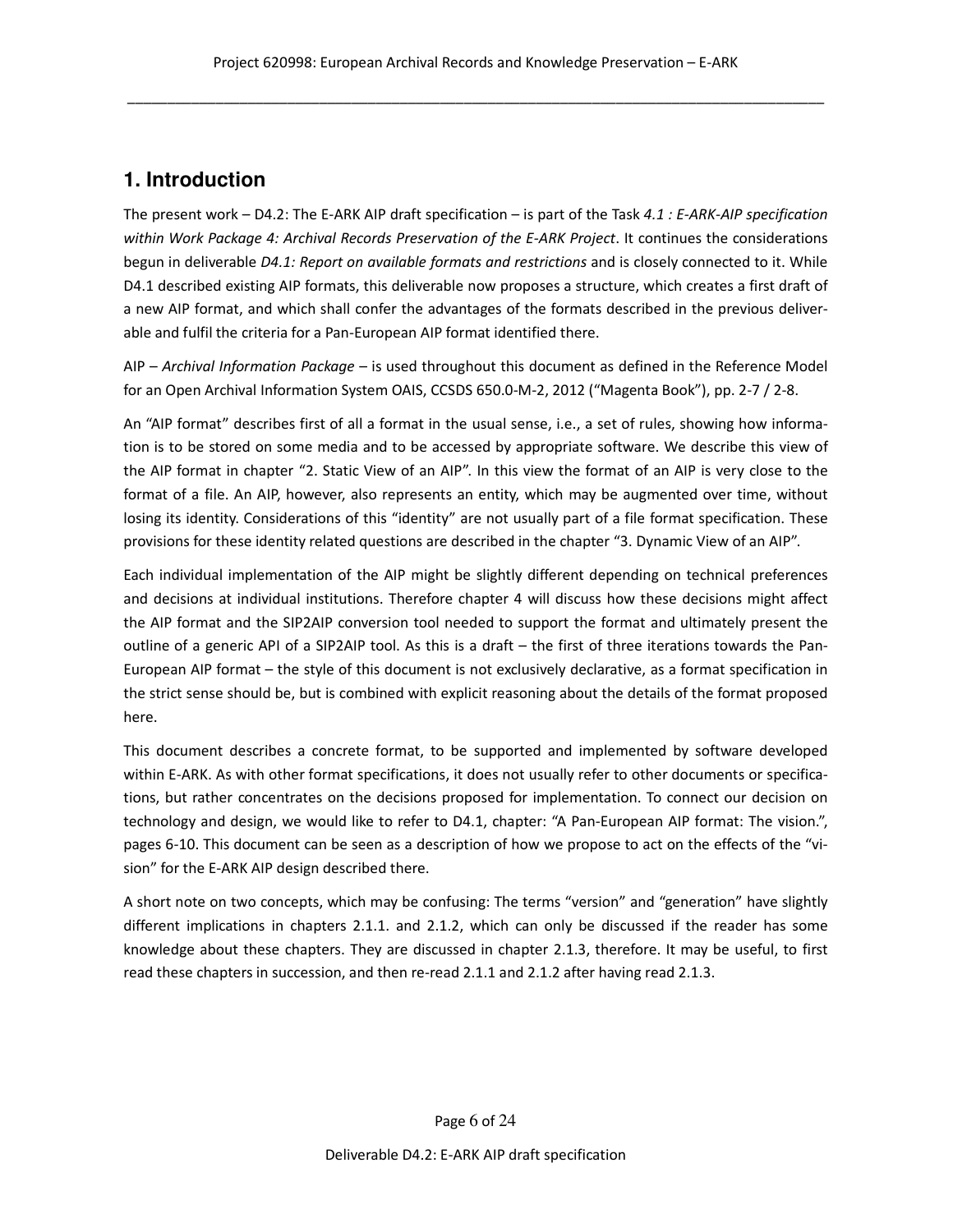# 1. Introduction

The present work – D4.2: The E-ARK AIP draft specification – is part of the Task *4.1 : E-ARK-AIP specification within Work Package 4: Archival Records Preservation of the E-ARK Project*. It continues the considerations begun in deliverable *D4.1: Report on available formats and restrictions* and is closely connected to it. While D4.1 described existing AIP formats, this deliverable now proposes a structure, which creates a first draft of a new AIP format, and which shall confer the advantages of the formats described in the previous deliverable and fulfil the criteria for a Pan-European AIP format identified there.

AIP – *Archival Information Package* – is used throughout this document as defined in the Reference Model for an Open Archival Information System OAIS, CCSDS 650.0-M-2, 2012 ("Magenta Book"), pp. 2-7 / 2-8.

An "AIP format" describes first of all a format in the usual sense, i.e., a set of rules, showing how information is to be stored on some media and to be accessed by appropriate software. We describe this view of the AIP format in chapter "2. Static View of an AIP". In this view the format of an AIP is very close to the format of a file. An AIP, however, also represents an entity, which may be augmented over time, without losing its identity. Considerations of this "identity" are not usually part of a file format specification. These provisions for these identity related questions are described in the chapter "3. Dynamic View of an AIP".

Each individual implementation of the AIP might be slightly different depending on technical preferences and decisions at individual institutions. Therefore chapter 4 will discuss how these decisions might affect the AIP format and the SIP2AIP conversion tool needed to support the format and ultimately present the outline of a generic API of a SIP2AIP tool. As this is a draft – the first of three iterations towards the Pan-European AIP format – the style of this document is not exclusively declarative, as a format specification in the strict sense should be, but is combined with explicit reasoning about the details of the format proposed here.

This document describes a concrete format, to be supported and implemented by software developed within E-ARK. As with other format specifications, it does not usually refer to other documents or specifications, but rather concentrates on the decisions proposed for implementation. To connect our decision on technology and design, we would like to refer to D4.1, chapter: "A Pan-European AIP format: The vision.", pages 6-10. This document can be seen as a description of how we propose to act on the effects of the "vision" for the E-ARK AIP design described there.

A short note on two concepts, which may be confusing: The terms "version" and "generation" have slightly different implications in chapters 2.1.1. and 2.1.2, which can only be discussed if the reader has some knowledge about these chapters. They are discussed in chapter 2.1.3, therefore. It may be useful, to first read these chapters in succession, and then re-read 2.1.1 and 2.1.2 after having read 2.1.3.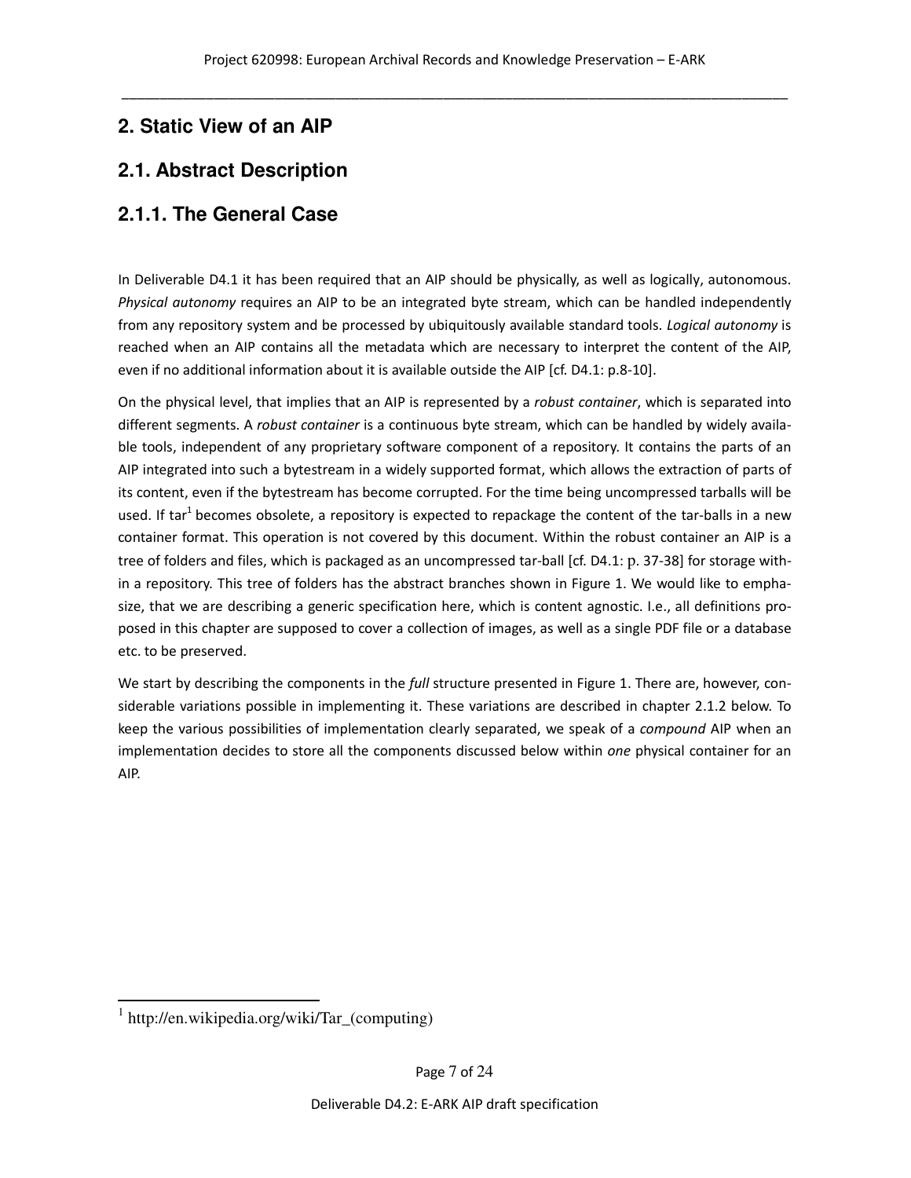# 2. Static View of an AIP

## 2.1. Abstract Description

### 2.1.1. The General Case

In Deliverable D4.1 it has been required that an AIP should be physically, as well as logically, autonomous. *Physical autonomy* requires an AIP to be an integrated byte stream, which can be handled independently from any repository system and be processed by ubiquitously available standard tools. *Logical autonomy* is reached when an AIP contains all the metadata which are necessary to interpret the content of the AIP, even if no additional information about it is available outside the AIP [cf. D4.1: p.8-10].

On the physical level, that implies that an AIP is represented by a *robust container*, which is separated into different segments. A *robust container* is a continuous byte stream, which can be handled by widely available tools, independent of any proprietary software component of a repository. It contains the parts of an AIP integrated into such a bytestream in a widely supported format, which allows the extraction of parts of its content, even if the bytestream has become corrupted. For the time being uncompressed tarballs will be used. If tar[1] becomes obsolete, a repository is expected to repackage the content of the tar-balls in a new container format. This operation is not covered by this document. Within the robust container an AIP is a tree of folders and files, which is packaged as an uncompressed tar-ball [cf. D4.1: p. 37-38] for storage within a repository. This tree of folders has the abstract branches shown in Figure 1. We would like to emphasize, that we are describing a generic specification here, which is content agnostic. I.e., all definitions proposed in this chapter are supposed to cover a collection of images, as well as a single PDF file or a database etc. to be preserved.

We start by describing the components in the *full* structure presented in Figure 1. There are, however, considerable variations possible in implementing it. These variations are described in chapter 2.1.2 below. To keep the various possibilities of implementation clearly separated, we speak of a *compound* AIP when an implementation decides to store all the components discussed below within *one* physical container for an AIP.

[1] http://en.wikipedia.org/wiki/Tar_(computing)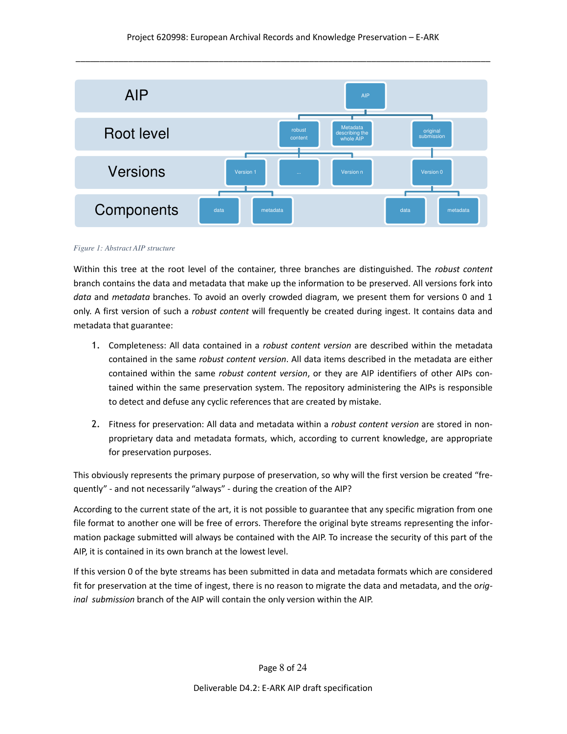Figure 1: Abstract AIP structure

Within this tree at the root level of the container, three branches are distinguished. The *robust content* branch contains the data and metadata that make up the information to be preserved. All versions fork into *data* and *metadata* branches. To avoid an overly crowded diagram, we present them for versions 0 and 1 only. A first version of such a *robust content* will frequently be created during ingest. It contains data and metadata that guarantee:

1. Completeness: All data contained in a *robust content version* are described within the metadata contained in the same *robust content version*. All data items described in the metadata are either contained within the same *robust content version*, or they are AIP identifiers of other AIPs contained within the same preservation system. The repository administering the AIPs is responsible to detect and defuse any cyclic references that are created by mistake.

2. Fitness for preservation: All data and metadata within a *robust content version* are stored in non-proprietary data and metadata formats, which, according to current knowledge, are appropriate for preservation purposes.

This obviously represents the primary purpose of preservation, so why will the first version be created "frequently" - and not necessarily "always" - during the creation of the AIP?

According to the current state of the art, it is not possible to guarantee that any specific migration from one file format to another one will be free of errors. Therefore the original byte streams representing the information package submitted will always be contained with the AIP. To increase the security of this part of the AIP, it is contained in its own branch at the lowest level.

If this version 0 of the byte streams has been submitted in data and metadata formats which are considered fit for preservation at the time of ingest, there is no reason to migrate the data and metadata, and the *original submission* branch of the AIP will contain the only version within the AIP.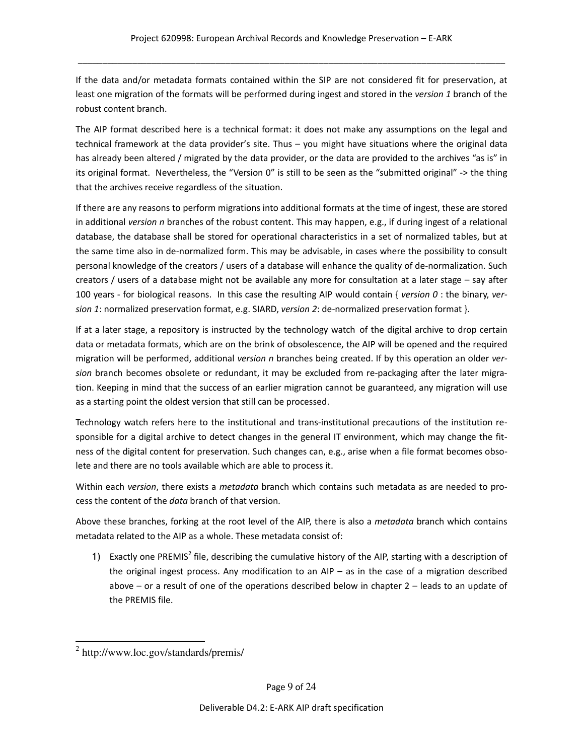If the data and/or metadata formats contained within the SIP are not considered fit for preservation, at least one migration of the formats will be performed during ingest and stored in the *version 1* branch of the robust content branch.

The AIP format described here is a technical format: it does not make any assumptions on the legal and technical framework at the data provider's site. Thus – you might have situations where the original data has already been altered / migrated by the data provider, or the data are provided to the archives "as is" in its original format. Nevertheless, the "Version 0" is still to be seen as the "submitted original" -> the thing that the archives receive regardless of the situation.

If there are any reasons to perform migrations into additional formats at the time of ingest, these are stored in additional *version n* branches of the robust content. This may happen, e.g., if during ingest of a relational database, the database shall be stored for operational characteristics in a set of normalized tables, but at the same time also in de-normalized form. This may be advisable, in cases where the possibility to consult personal knowledge of the creators / users of a database will enhance the quality of de-normalization. Such creators / users of a database might not be available any more for consultation at a later stage – say after 100 years - for biological reasons. In this case the resulting AIP would contain { *version 0* : the binary, *version 1*: normalized preservation format, e.g. SIARD, *version 2*: de-normalized preservation format }.

If at a later stage, a repository is instructed by the technology watch of the digital archive to drop certain data or metadata formats, which are on the brink of obsolescence, the AIP will be opened and the required migration will be performed, additional *version n* branches being created. If by this operation an older *version* branch becomes obsolete or redundant, it may be excluded from re-packaging after the later migration. Keeping in mind that the success of an earlier migration cannot be guaranteed, any migration will use as a starting point the oldest version that still can be processed.

Technology watch refers here to the institutional and trans-institutional precautions of the institution responsible for a digital archive to detect changes in the general IT environment, which may change the fitness of the digital content for preservation. Such changes can, e.g., arise when a file format becomes obsolete and there are no tools available which are able to process it.

Within each *version*, there exists a *metadata* branch which contains such metadata as are needed to process the content of the *data* branch of that version.

Above these branches, forking at the root level of the AIP, there is also a *metadata* branch which contains metadata related to the AIP as a whole. These metadata consist of:

1) Exactly one PREMIS[2] file, describing the cumulative history of the AIP, starting with a description of the original ingest process. Any modification to an AIP – as in the case of a migration described above – or a result of one of the operations described below in chapter 2 – leads to an update of the PREMIS file.

---

[2] http://www.loc.gov/standards/premis/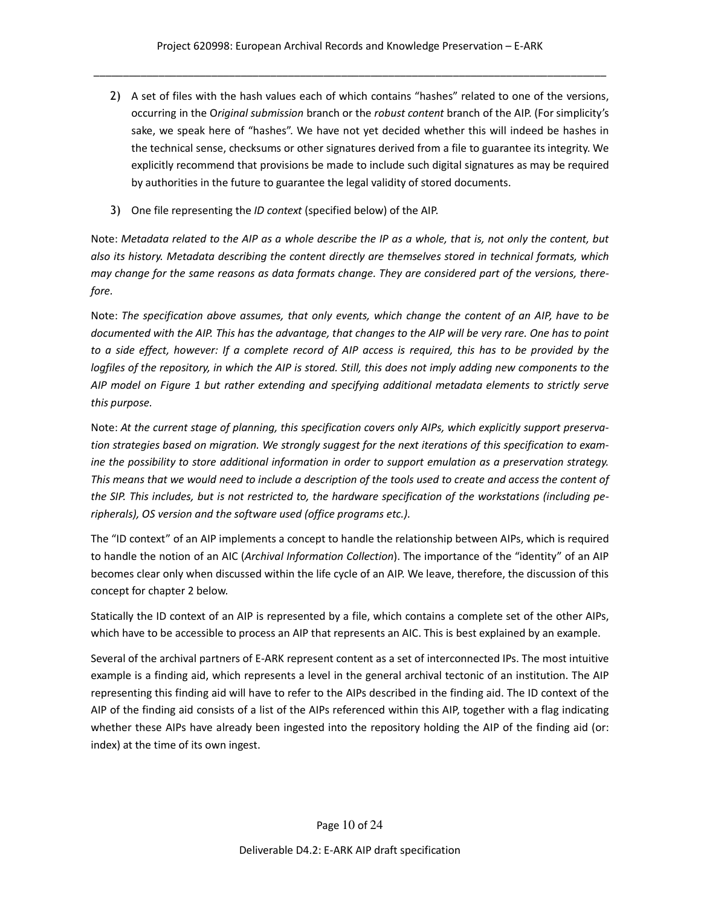2) A set of files with the hash values each of which contains "hashes" related to one of the versions, occurring in the O*riginal submission* branch or the *robust content* branch of the AIP. (For simplicity's sake, we speak here of "hashes". We have not yet decided whether this will indeed be hashes in the technical sense, checksums or other signatures derived from a file to guarantee its integrity. We explicitly recommend that provisions be made to include such digital signatures as may be required by authorities in the future to guarantee the legal validity of stored documents.

3) One file representing the *ID context* (specified below) of the AIP.

Note: *Metadata related to the AIP as a whole describe the IP as a whole, that is, not only the content, but also its history. Metadata describing the content directly are themselves stored in technical formats, which may change for the same reasons as data formats change. They are considered part of the versions, therefore.*

Note: *The specification above assumes, that only events, which change the content of an AIP, have to be documented with the AIP. This has the advantage, that changes to the AIP will be very rare. One has to point to a side effect, however: If a complete record of AIP access is required, this has to be provided by the logfiles of the repository, in which the AIP is stored. Still, this does not imply adding new components to the AIP model on Figure 1 but rather extending and specifying additional metadata elements to strictly serve this purpose.*

Note: *At the current stage of planning, this specification covers only AIPs, which explicitly support preservation strategies based on migration. We strongly suggest for the next iterations of this specification to examine the possibility to store additional information in order to support emulation as a preservation strategy. This means that we would need to include a description of the tools used to create and access the content of the SIP. This includes, but is not restricted to, the hardware specification of the workstations (including peripherals), OS version and the software used (office programs etc.).*

The "ID context" of an AIP implements a concept to handle the relationship between AIPs, which is required to handle the notion of an AIC (*Archival Information Collection*). The importance of the "identity" of an AIP becomes clear only when discussed within the life cycle of an AIP. We leave, therefore, the discussion of this concept for chapter 2 below.

Statically the ID context of an AIP is represented by a file, which contains a complete set of the other AIPs, which have to be accessible to process an AIP that represents an AIC. This is best explained by an example.

Several of the archival partners of E-ARK represent content as a set of interconnected IPs. The most intuitive example is a finding aid, which represents a level in the general archival tectonic of an institution. The AIP representing this finding aid will have to refer to the AIPs described in the finding aid. The ID context of the AIP of the finding aid consists of a list of the AIPs referenced within this AIP, together with a flag indicating whether these AIPs have already been ingested into the repository holding the AIP of the finding aid (or: index) at the time of its own ingest.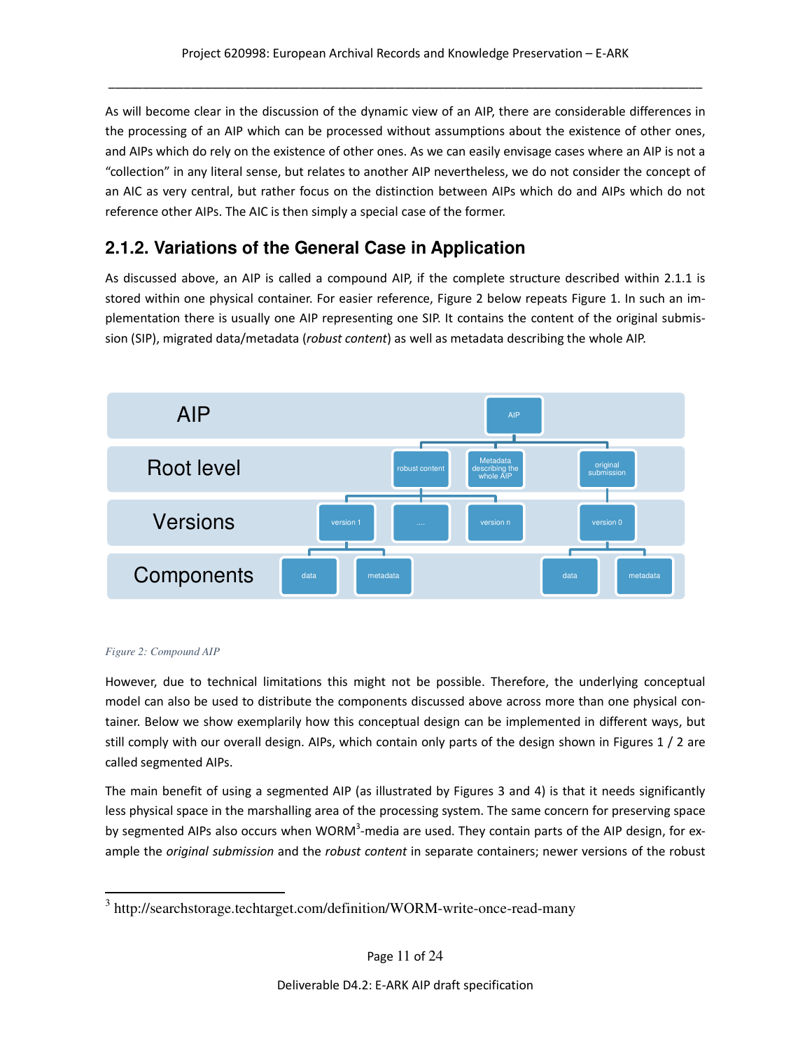As will become clear in the discussion of the dynamic view of an AIP, there are considerable differences in the processing of an AIP which can be processed without assumptions about the existence of other ones, and AIPs which do rely on the existence of other ones. As we can easily envisage cases where an AIP is not a "collection" in any literal sense, but relates to another AIP nevertheless, we do not consider the concept of an AIC as very central, but rather focus on the distinction between AIPs which do and AIPs which do not reference other AIPs. The AIC is then simply a special case of the former.

### 2.1.2. Variations of the General Case in Application

As discussed above, an AIP is called a compound AIP, if the complete structure described within 2.1.1 is stored within one physical container. For easier reference, Figure 2 below repeats Figure 1. In such an implementation there is usually one AIP representing one SIP. It contains the content of the original submission (SIP), migrated data/metadata (*robust content*) as well as metadata describing the whole AIP.

*Figure 2: Compound AIP*

However, due to technical limitations this might not be possible. Therefore, the underlying conceptual model can also be used to distribute the components discussed above across more than one physical container. Below we show exemplarily how this conceptual design can be implemented in different ways, but still comply with our overall design. AIPs, which contain only parts of the design shown in Figures 1 / 2 are called segmented AIPs.

The main benefit of using a segmented AIP (as illustrated by Figures 3 and 4) is that it needs significantly less physical space in the marshalling area of the processing system. The same concern for preserving space by segmented AIPs also occurs when WORM[3]-media are used. They contain parts of the AIP design, for example the *original submission* and the *robust content* in separate containers; newer versions of the robust

[3] http://searchstorage.techtarget.com/definition/WORM-write-once-read-many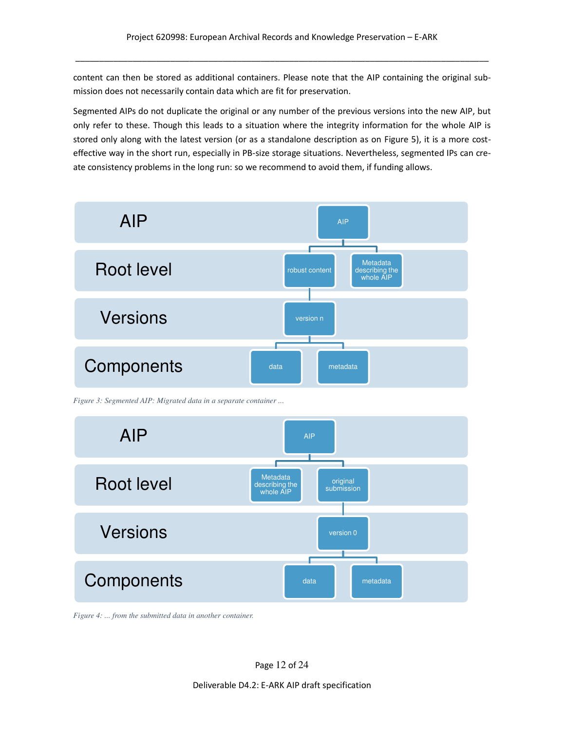content can then be stored as additional containers. Please note that the AIP containing the original submission does not necessarily contain data which are fit for preservation.

Segmented AIPs do not duplicate the original or any number of the previous versions into the new AIP, but only refer to these. Though this leads to a situation where the integrity information for the whole AIP is stored only along with the latest version (or as a standalone description as on Figure 5), it is a more cost-effective way in the short run, especially in PB-size storage situations. Nevertheless, segmented IPs can create consistency problems in the long run: so we recommend to avoid them, if funding allows.

AIP — AIP
Root level — robust content; Metadata describing the whole AIP
Versions — version n
Components — data; metadata

*Figure 3: Segmented AIP: Migrated data in a separate container ...*

AIP — AIP
Root level — Metadata describing the whole AIP; original submission
Versions — version 0
Components — data; metadata

*Figure 4: ... from the submitted data in another container.*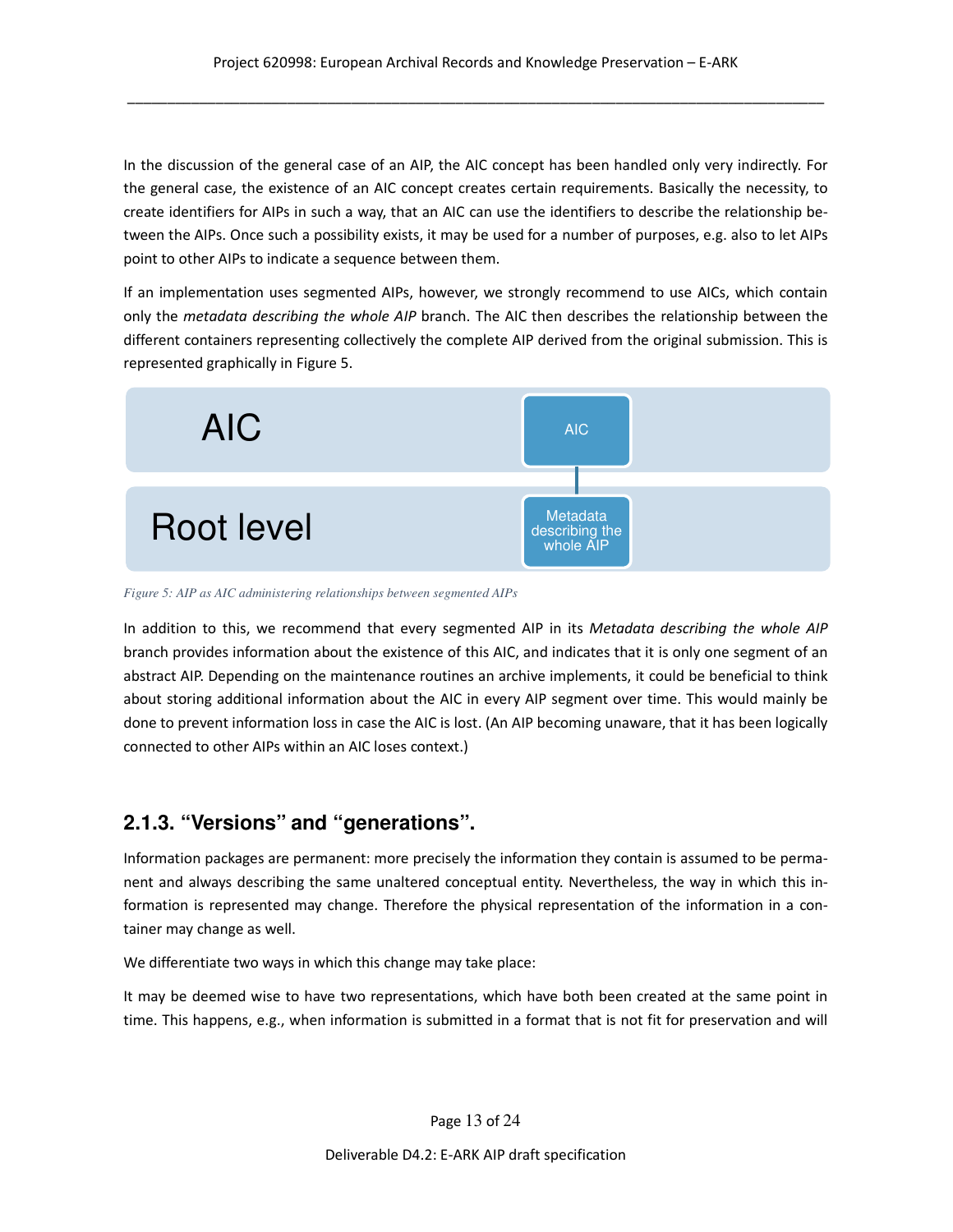In the discussion of the general case of an AIP, the AIC concept has been handled only very indirectly. For the general case, the existence of an AIC concept creates certain requirements. Basically the necessity, to create identifiers for AIPs in such a way, that an AIC can use the identifiers to describe the relationship between the AIPs. Once such a possibility exists, it may be used for a number of purposes, e.g. also to let AIPs point to other AIPs to indicate a sequence between them.

If an implementation uses segmented AIPs, however, we strongly recommend to use AICs, which contain only the *metadata describing the whole AIP* branch. The AIC then describes the relationship between the different containers representing collectively the complete AIP derived from the original submission. This is represented graphically in Figure 5.

AIC — AIC

Root level — Metadata describing the whole AIP

*Figure 5: AIP as AIC administering relationships between segmented AIPs*

In addition to this, we recommend that every segmented AIP in its *Metadata describing the whole AIP* branch provides information about the existence of this AIC, and indicates that it is only one segment of an abstract AIP. Depending on the maintenance routines an archive implements, it could be beneficial to think about storing additional information about the AIC in every AIP segment over time. This would mainly be done to prevent information loss in case the AIC is lost. (An AIP becoming unaware, that it has been logically connected to other AIPs within an AIC loses context.)

### 2.1.3. “Versions” and “generations”.

Information packages are permanent: more precisely the information they contain is assumed to be permanent and always describing the same unaltered conceptual entity. Nevertheless, the way in which this information is represented may change. Therefore the physical representation of the information in a container may change as well.

We differentiate two ways in which this change may take place:

It may be deemed wise to have two representations, which have both been created at the same point in time. This happens, e.g., when information is submitted in a format that is not fit for preservation and will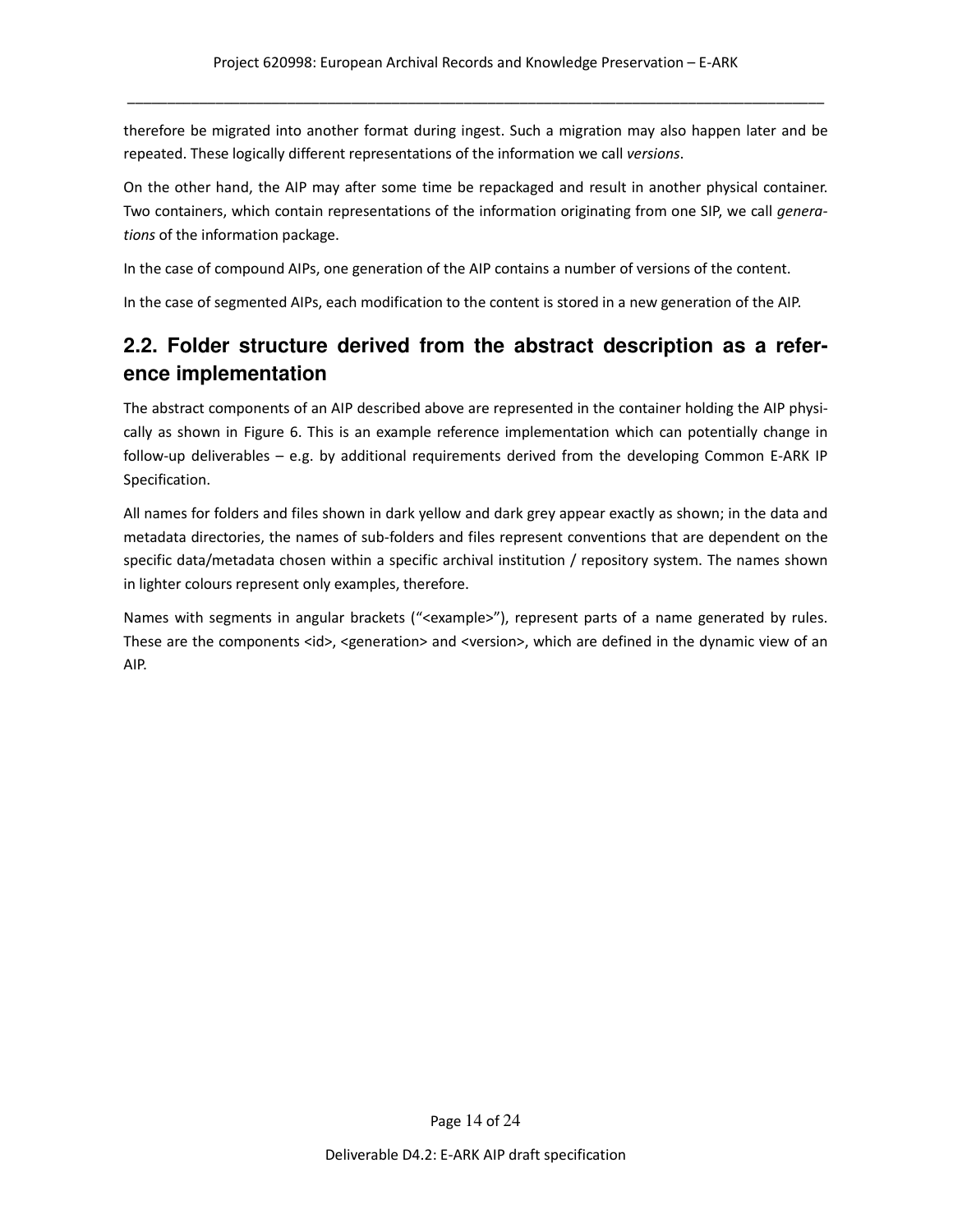therefore be migrated into another format during ingest. Such a migration may also happen later and be repeated. These logically different representations of the information we call *versions*.

On the other hand, the AIP may after some time be repackaged and result in another physical container. Two containers, which contain representations of the information originating from one SIP, we call *generations* of the information package.

In the case of compound AIPs, one generation of the AIP contains a number of versions of the content.

In the case of segmented AIPs, each modification to the content is stored in a new generation of the AIP.

## 2.2. Folder structure derived from the abstract description as a reference implementation

The abstract components of an AIP described above are represented in the container holding the AIP physically as shown in Figure 6. This is an example reference implementation which can potentially change in follow-up deliverables – e.g. by additional requirements derived from the developing Common E-ARK IP Specification.

All names for folders and files shown in dark yellow and dark grey appear exactly as shown; in the data and metadata directories, the names of sub-folders and files represent conventions that are dependent on the specific data/metadata chosen within a specific archival institution / repository system. The names shown in lighter colours represent only examples, therefore.

Names with segments in angular brackets ("<example>"), represent parts of a name generated by rules. These are the components <id>, <generation> and <version>, which are defined in the dynamic view of an AIP.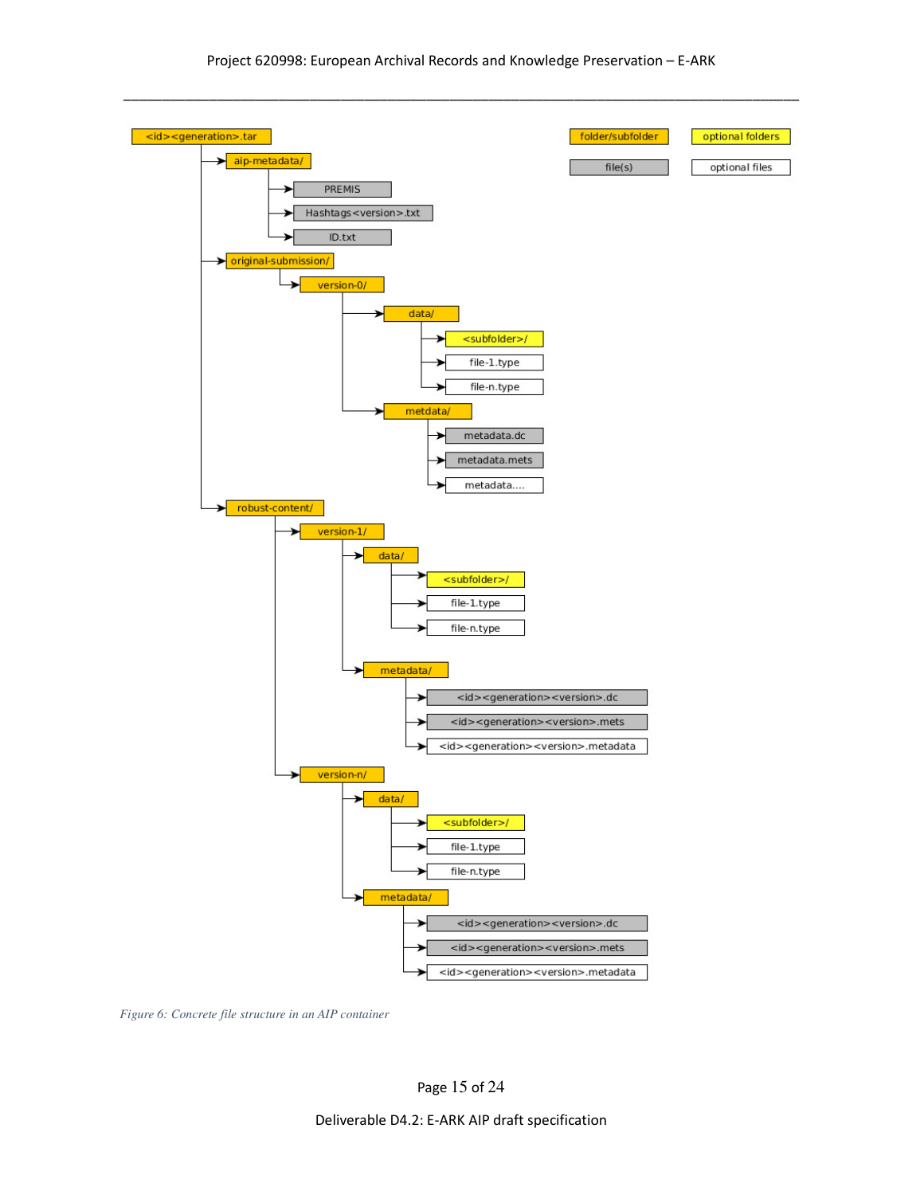```
<id><generation>.tar
├── aip-metadata/
│   ├── PREMIS
│   ├── Hashtags<version>.txt
│   └── ID.txt
├── original-submission/
│   └── version-0/
│       ├── data/
│       │   ├── <subfolder>/
│       │   ├── file-1.type
│       │   └── file-n.type
│       └── metdata/
│           ├── metadata.dc
│           ├── metadata.mets
│           └── metadata....
└── robust-content/
    ├── version-1/
    │   ├── data/
    │   │   ├── <subfolder>/
    │   │   ├── file-1.type
    │   │   └── file-n.type
    │   └── metadata/
    │       ├── <id><generation><version>.dc
    │       ├── <id><generation><version>.mets
    │       └── <id><generation><version>.metadata
    └── version-n/
        ├── data/
        │   ├── <subfolder>/
        │   ├── file-1.type
        │   └── file-n.type
        └── metadata/
            ├── <id><generation><version>.dc
            ├── <id><generation><version>.mets
            └── <id><generation><version>.metadata
```

Legend: folder/subfolder; optional folders; file(s); optional files

*Figure 6: Concrete file structure in an AIP container*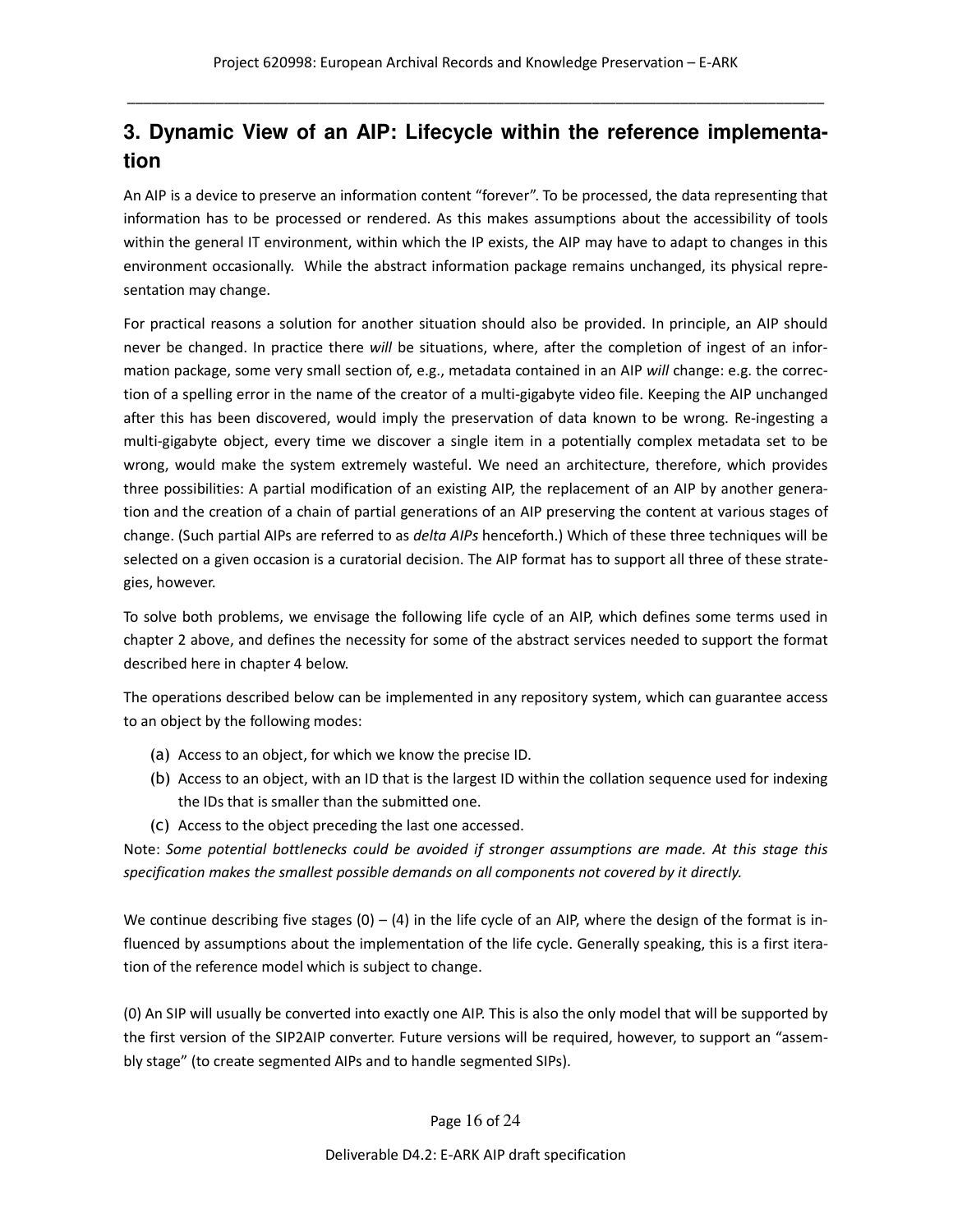# 3. Dynamic View of an AIP: Lifecycle within the reference implementation

An AIP is a device to preserve an information content “forever”. To be processed, the data representing that information has to be processed or rendered. As this makes assumptions about the accessibility of tools within the general IT environment, within which the IP exists, the AIP may have to adapt to changes in this environment occasionally. While the abstract information package remains unchanged, its physical representation may change.

For practical reasons a solution for another situation should also be provided. In principle, an AIP should never be changed. In practice there *will* be situations, where, after the completion of ingest of an information package, some very small section of, e.g., metadata contained in an AIP *will* change: e.g. the correction of a spelling error in the name of the creator of a multi-gigabyte video file. Keeping the AIP unchanged after this has been discovered, would imply the preservation of data known to be wrong. Re-ingesting a multi-gigabyte object, every time we discover a single item in a potentially complex metadata set to be wrong, would make the system extremely wasteful. We need an architecture, therefore, which provides three possibilities: A partial modification of an existing AIP, the replacement of an AIP by another generation and the creation of a chain of partial generations of an AIP preserving the content at various stages of change. (Such partial AIPs are referred to as *delta AIPs* henceforth.) Which of these three techniques will be selected on a given occasion is a curatorial decision. The AIP format has to support all three of these strategies, however.

To solve both problems, we envisage the following life cycle of an AIP, which defines some terms used in chapter 2 above, and defines the necessity for some of the abstract services needed to support the format described here in chapter 4 below.

The operations described below can be implemented in any repository system, which can guarantee access to an object by the following modes:

(a) Access to an object, for which we know the precise ID.
(b) Access to an object, with an ID that is the largest ID within the collation sequence used for indexing the IDs that is smaller than the submitted one.
(c) Access to the object preceding the last one accessed.

Note: *Some potential bottlenecks could be avoided if stronger assumptions are made. At this stage this specification makes the smallest possible demands on all components not covered by it directly.*

We continue describing five stages (0) – (4) in the life cycle of an AIP, where the design of the format is influenced by assumptions about the implementation of the life cycle. Generally speaking, this is a first iteration of the reference model which is subject to change.

(0) An SIP will usually be converted into exactly one AIP. This is also the only model that will be supported by the first version of the SIP2AIP converter. Future versions will be required, however, to support an “assembly stage” (to create segmented AIPs and to handle segmented SIPs).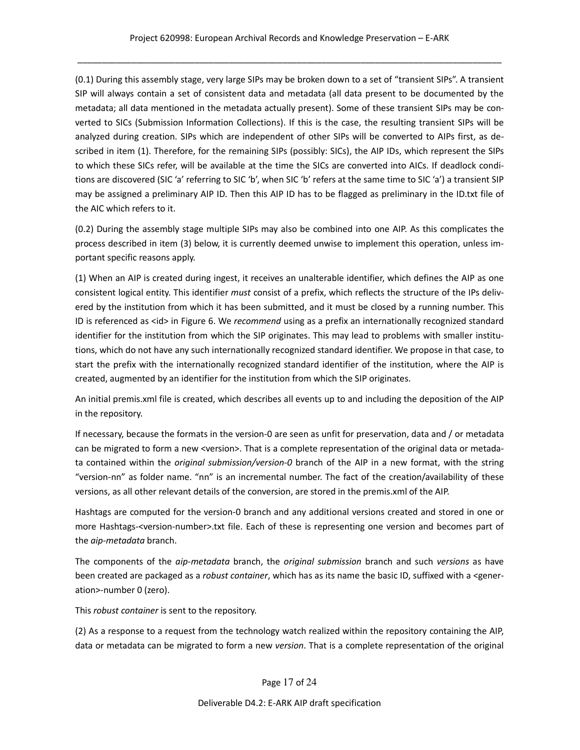(0.1) During this assembly stage, very large SIPs may be broken down to a set of “transient SIPs”. A transient SIP will always contain a set of consistent data and metadata (all data present to be documented by the metadata; all data mentioned in the metadata actually present). Some of these transient SIPs may be converted to SICs (Submission Information Collections). If this is the case, the resulting transient SIPs will be analyzed during creation. SIPs which are independent of other SIPs will be converted to AIPs first, as described in item (1). Therefore, for the remaining SIPs (possibly: SICs), the AIP IDs, which represent the SIPs to which these SICs refer, will be available at the time the SICs are converted into AICs. If deadlock conditions are discovered (SIC ‘a’ referring to SIC ‘b’, when SIC ‘b’ refers at the same time to SIC ‘a’) a transient SIP may be assigned a preliminary AIP ID. Then this AIP ID has to be flagged as preliminary in the ID.txt file of the AIC which refers to it.

(0.2) During the assembly stage multiple SIPs may also be combined into one AIP. As this complicates the process described in item (3) below, it is currently deemed unwise to implement this operation, unless important specific reasons apply.

(1) When an AIP is created during ingest, it receives an unalterable identifier, which defines the AIP as one consistent logical entity. This identifier *must* consist of a prefix, which reflects the structure of the IPs delivered by the institution from which it has been submitted, and it must be closed by a running number. This ID is referenced as <id> in Figure 6. We *recommend* using as a prefix an internationally recognized standard identifier for the institution from which the SIP originates. This may lead to problems with smaller institutions, which do not have any such internationally recognized standard identifier. We propose in that case, to start the prefix with the internationally recognized standard identifier of the institution, where the AIP is created, augmented by an identifier for the institution from which the SIP originates.

An initial premis.xml file is created, which describes all events up to and including the deposition of the AIP in the repository.

If necessary, because the formats in the version-0 are seen as unfit for preservation, data and / or metadata can be migrated to form a new <version>. That is a complete representation of the original data or metadata contained within the *original submission/version-0* branch of the AIP in a new format, with the string “version-nn” as folder name. “nn” is an incremental number. The fact of the creation/availability of these versions, as all other relevant details of the conversion, are stored in the premis.xml of the AIP.

Hashtags are computed for the version-0 branch and any additional versions created and stored in one or more Hashtags-<version-number>.txt file. Each of these is representing one version and becomes part of the *aip-metadata* branch.

The components of the *aip-metadata* branch, the *original submission* branch and such *versions* as have been created are packaged as a *robust container*, which has as its name the basic ID, suffixed with a <generation>-number 0 (zero).

This *robust container* is sent to the repository.

(2) As a response to a request from the technology watch realized within the repository containing the AIP, data or metadata can be migrated to form a new *version*. That is a complete representation of the original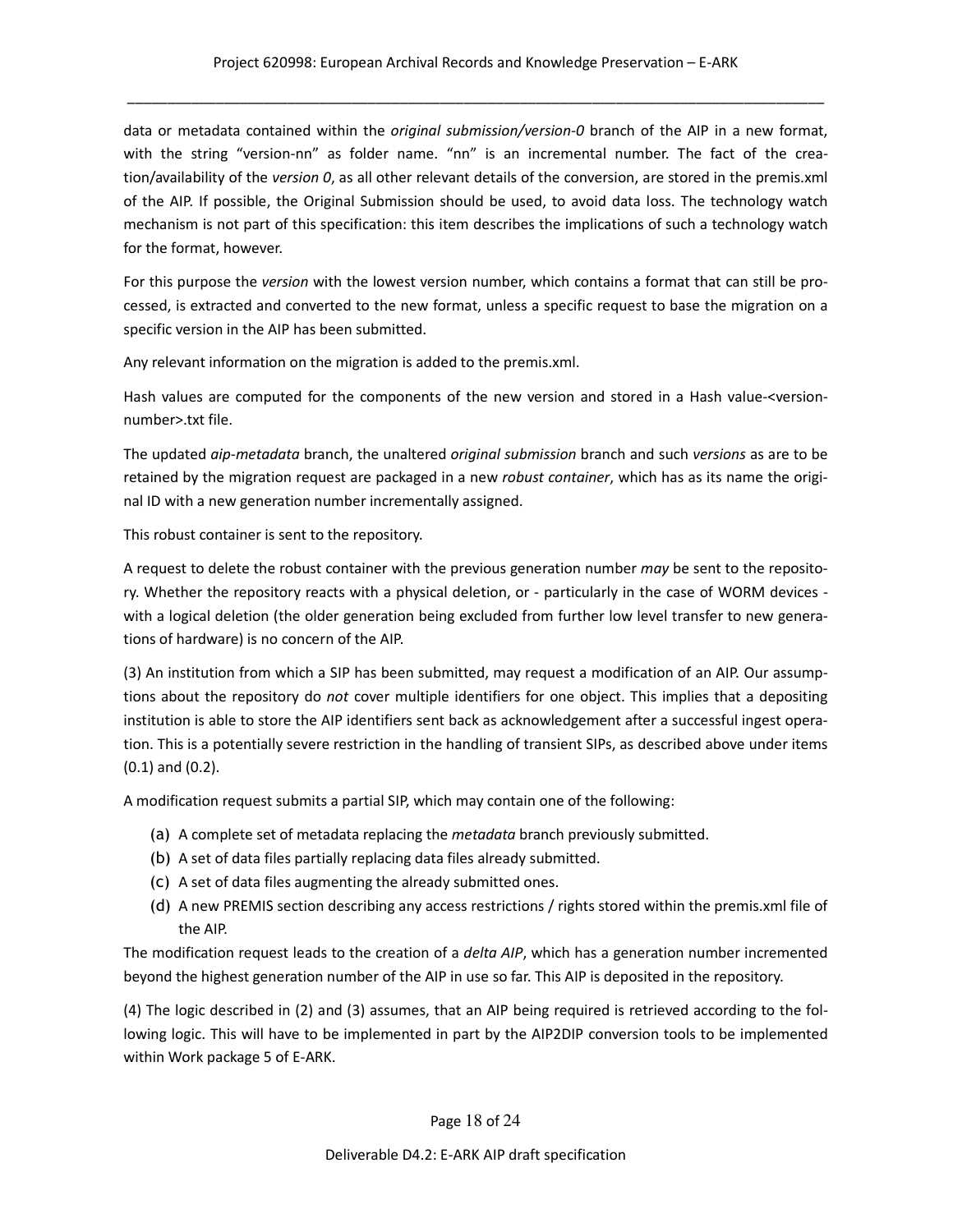data or metadata contained within the *original submission/version-0* branch of the AIP in a new format, with the string "version-nn" as folder name. "nn" is an incremental number. The fact of the creation/availability of the *version 0*, as all other relevant details of the conversion, are stored in the premis.xml of the AIP. If possible, the Original Submission should be used, to avoid data loss. The technology watch mechanism is not part of this specification: this item describes the implications of such a technology watch for the format, however.

For this purpose the *version* with the lowest version number, which contains a format that can still be processed, is extracted and converted to the new format, unless a specific request to base the migration on a specific version in the AIP has been submitted.

Any relevant information on the migration is added to the premis.xml.

Hash values are computed for the components of the new version and stored in a Hash value-<version-number>.txt file.

The updated *aip-metadata* branch, the unaltered *original submission* branch and such *versions* as are to be retained by the migration request are packaged in a new *robust container*, which has as its name the original ID with a new generation number incrementally assigned.

This robust container is sent to the repository.

A request to delete the robust container with the previous generation number *may* be sent to the repository. Whether the repository reacts with a physical deletion, or - particularly in the case of WORM devices - with a logical deletion (the older generation being excluded from further low level transfer to new generations of hardware) is no concern of the AIP.

(3) An institution from which a SIP has been submitted, may request a modification of an AIP. Our assumptions about the repository do *not* cover multiple identifiers for one object. This implies that a depositing institution is able to store the AIP identifiers sent back as acknowledgement after a successful ingest operation. This is a potentially severe restriction in the handling of transient SIPs, as described above under items (0.1) and (0.2).

A modification request submits a partial SIP, which may contain one of the following:

(a) A complete set of metadata replacing the *metadata* branch previously submitted.
(b) A set of data files partially replacing data files already submitted.
(c) A set of data files augmenting the already submitted ones.
(d) A new PREMIS section describing any access restrictions / rights stored within the premis.xml file of the AIP.

The modification request leads to the creation of a *delta AIP*, which has a generation number incremented beyond the highest generation number of the AIP in use so far. This AIP is deposited in the repository.

(4) The logic described in (2) and (3) assumes, that an AIP being required is retrieved according to the following logic. This will have to be implemented in part by the AIP2DIP conversion tools to be implemented within Work package 5 of E-ARK.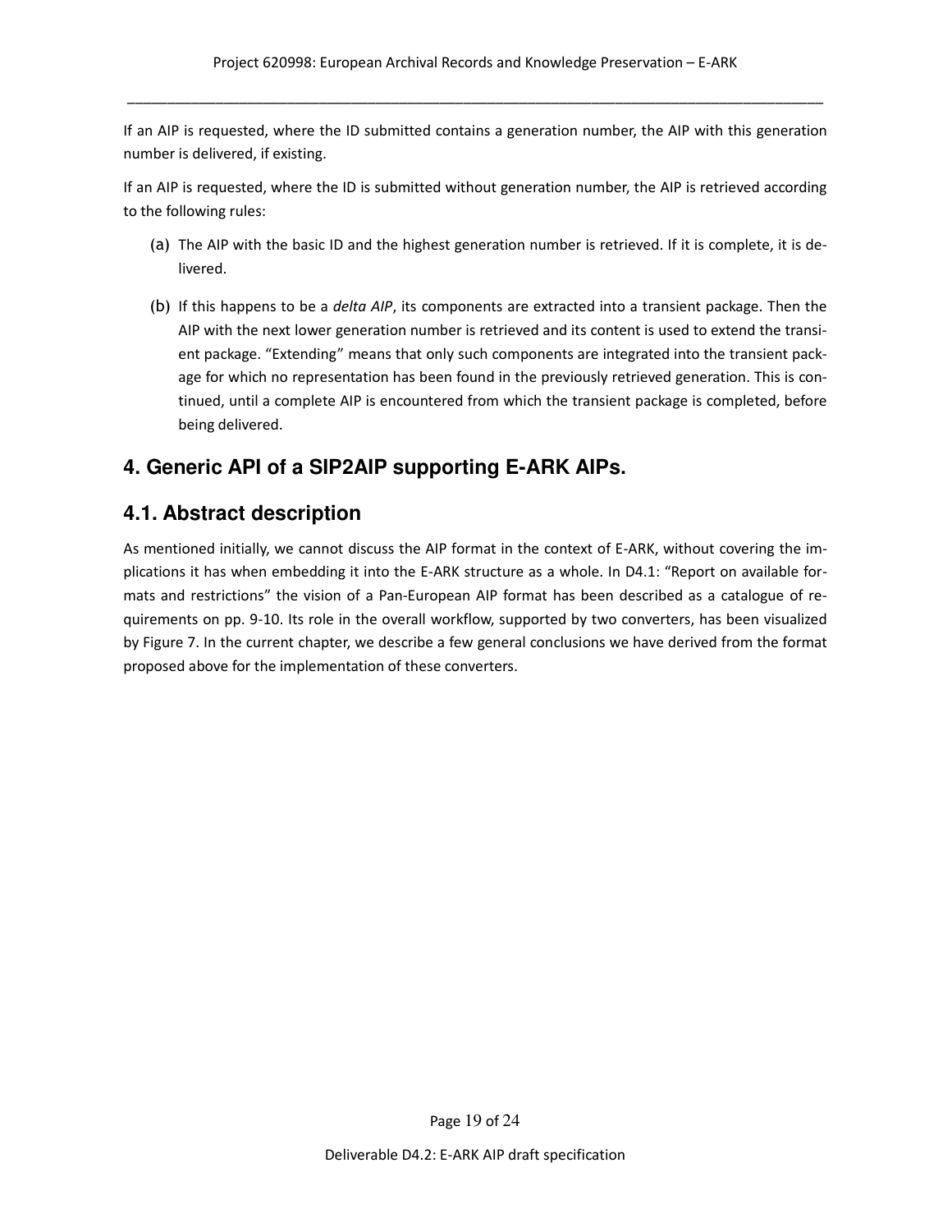If an AIP is requested, where the ID submitted contains a generation number, the AIP with this generation number is delivered, if existing.

If an AIP is requested, where the ID is submitted without generation number, the AIP is retrieved according to the following rules:

(a) The AIP with the basic ID and the highest generation number is retrieved. If it is complete, it is delivered.

(b) If this happens to be a *delta AIP*, its components are extracted into a transient package. Then the AIP with the next lower generation number is retrieved and its content is used to extend the transient package. "Extending" means that only such components are integrated into the transient package for which no representation has been found in the previously retrieved generation. This is continued, until a complete AIP is encountered from which the transient package is completed, before being delivered.

# 4. Generic API of a SIP2AIP supporting E-ARK AIPs.

## 4.1. Abstract description

As mentioned initially, we cannot discuss the AIP format in the context of E-ARK, without covering the implications it has when embedding it into the E-ARK structure as a whole. In D4.1: "Report on available formats and restrictions" the vision of a Pan-European AIP format has been described as a catalogue of requirements on pp. 9-10. Its role in the overall workflow, supported by two converters, has been visualized by Figure 7. In the current chapter, we describe a few general conclusions we have derived from the format proposed above for the implementation of these converters.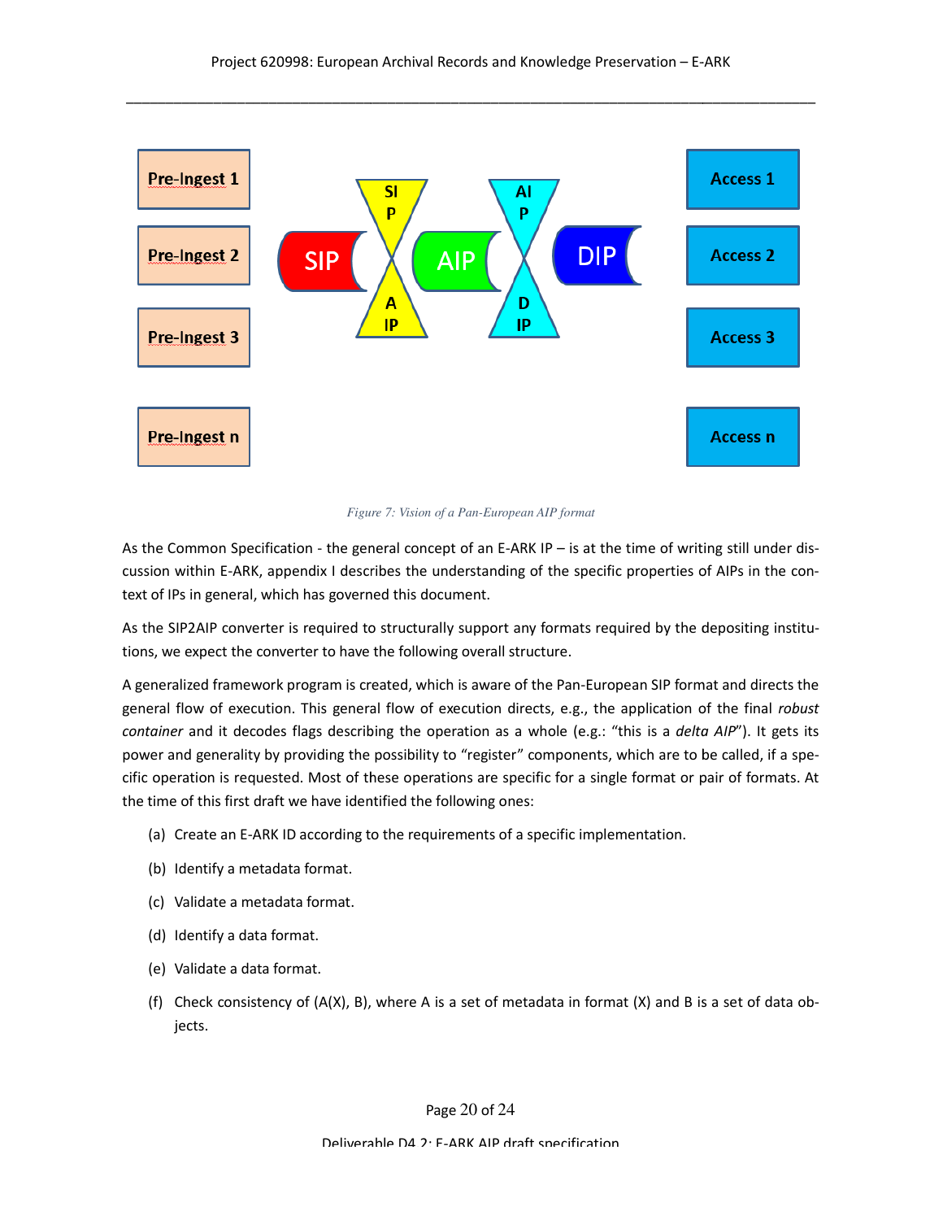Pre-Ingest 1

Pre-Ingest 2

Pre-Ingest 3

Pre-Ingest n

SIP

AIP

DIP

Access 1

Access 2

Access 3

Access n

*Figure 7: Vision of a Pan-European AIP format*

As the Common Specification - the general concept of an E-ARK IP – is at the time of writing still under discussion within E-ARK, appendix I describes the understanding of the specific properties of AIPs in the context of IPs in general, which has governed this document.

As the SIP2AIP converter is required to structurally support any formats required by the depositing institutions, we expect the converter to have the following overall structure.

A generalized framework program is created, which is aware of the Pan-European SIP format and directs the general flow of execution. This general flow of execution directs, e.g., the application of the final *robust container* and it decodes flags describing the operation as a whole (e.g.: "this is a *delta AIP*"). It gets its power and generality by providing the possibility to "register" components, which are to be called, if a specific operation is requested. Most of these operations are specific for a single format or pair of formats. At the time of this first draft we have identified the following ones:

(a) Create an E-ARK ID according to the requirements of a specific implementation.

(b) Identify a metadata format.

(c) Validate a metadata format.

(d) Identify a data format.

(e) Validate a data format.

(f) Check consistency of (A(X), B), where A is a set of metadata in format (X) and B is a set of data objects.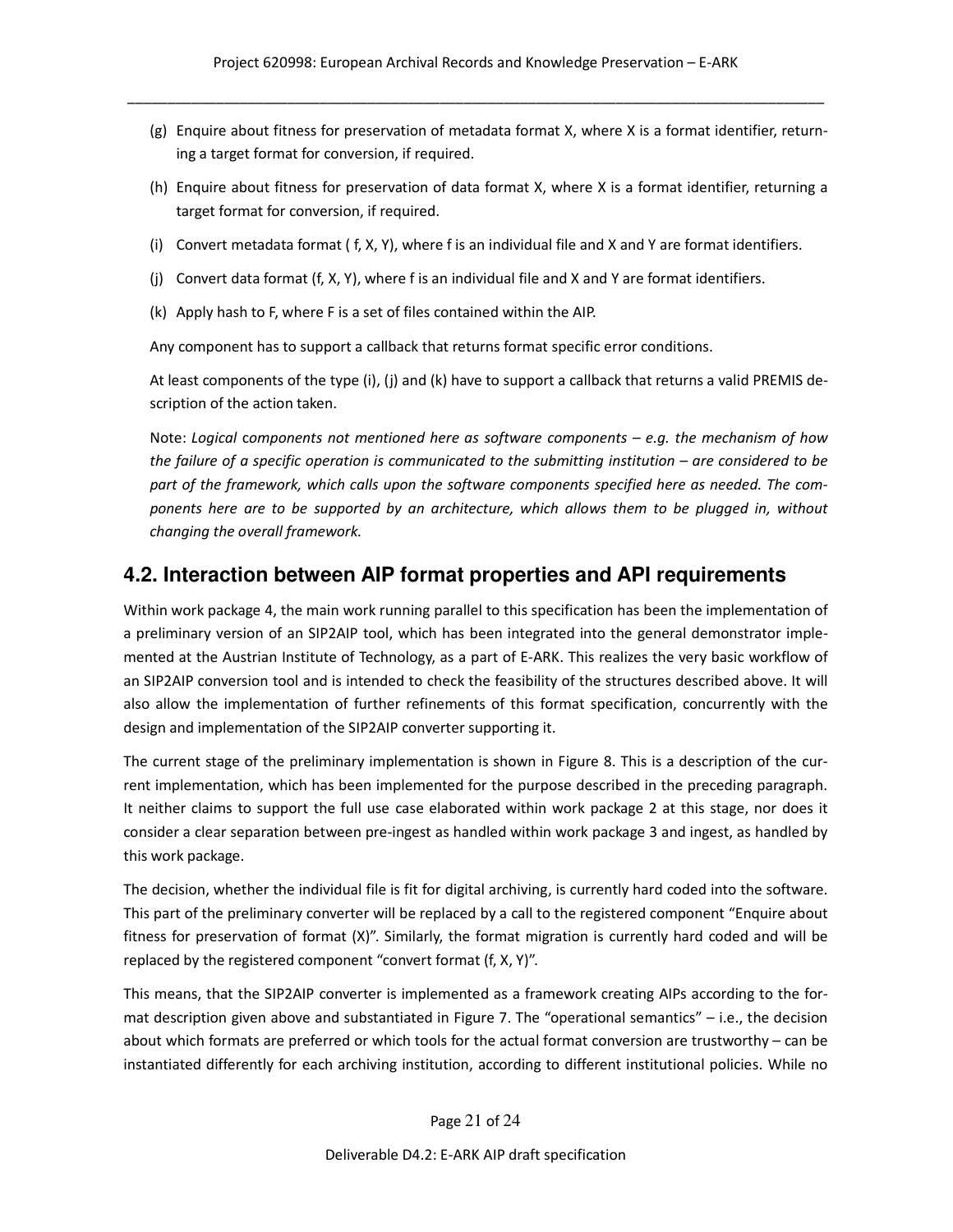(g) Enquire about fitness for preservation of metadata format X, where X is a format identifier, returning a target format for conversion, if required.

(h) Enquire about fitness for preservation of data format X, where X is a format identifier, returning a target format for conversion, if required.

(i) Convert metadata format ( f, X, Y), where f is an individual file and X and Y are format identifiers.

(j) Convert data format (f, X, Y), where f is an individual file and X and Y are format identifiers.

(k) Apply hash to F, where F is a set of files contained within the AIP.

Any component has to support a callback that returns format specific error conditions.

At least components of the type (i), (j) and (k) have to support a callback that returns a valid PREMIS description of the action taken.

Note: *Logical components not mentioned here as software components – e.g. the mechanism of how the failure of a specific operation is communicated to the submitting institution – are considered to be part of the framework, which calls upon the software components specified here as needed. The components here are to be supported by an architecture, which allows them to be plugged in, without changing the overall framework.*

## 4.2. Interaction between AIP format properties and API requirements

Within work package 4, the main work running parallel to this specification has been the implementation of a preliminary version of an SIP2AIP tool, which has been integrated into the general demonstrator implemented at the Austrian Institute of Technology, as a part of E-ARK. This realizes the very basic workflow of an SIP2AIP conversion tool and is intended to check the feasibility of the structures described above. It will also allow the implementation of further refinements of this format specification, concurrently with the design and implementation of the SIP2AIP converter supporting it.

The current stage of the preliminary implementation is shown in Figure 8. This is a description of the current implementation, which has been implemented for the purpose described in the preceding paragraph. It neither claims to support the full use case elaborated within work package 2 at this stage, nor does it consider a clear separation between pre-ingest as handled within work package 3 and ingest, as handled by this work package.

The decision, whether the individual file is fit for digital archiving, is currently hard coded into the software. This part of the preliminary converter will be replaced by a call to the registered component "Enquire about fitness for preservation of format (X)". Similarly, the format migration is currently hard coded and will be replaced by the registered component "convert format (f, X, Y)".

This means, that the SIP2AIP converter is implemented as a framework creating AIPs according to the format description given above and substantiated in Figure 7. The "operational semantics" – i.e., the decision about which formats are preferred or which tools for the actual format conversion are trustworthy – can be instantiated differently for each archiving institution, according to different institutional policies. While no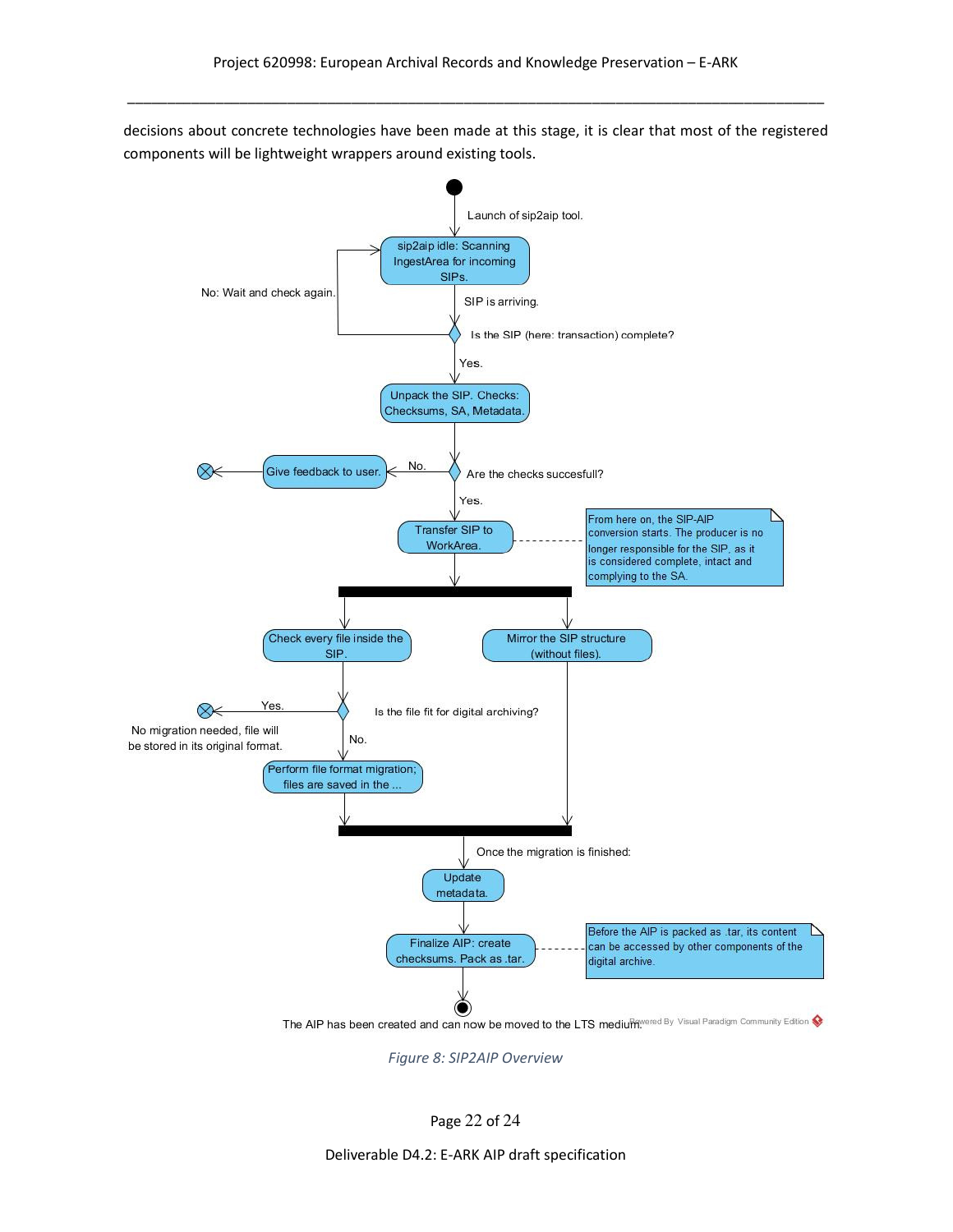decisions about concrete technologies have been made at this stage, it is clear that most of the registered components will be lightweight wrappers around existing tools.

*Figure 8: SIP2AIP Overview*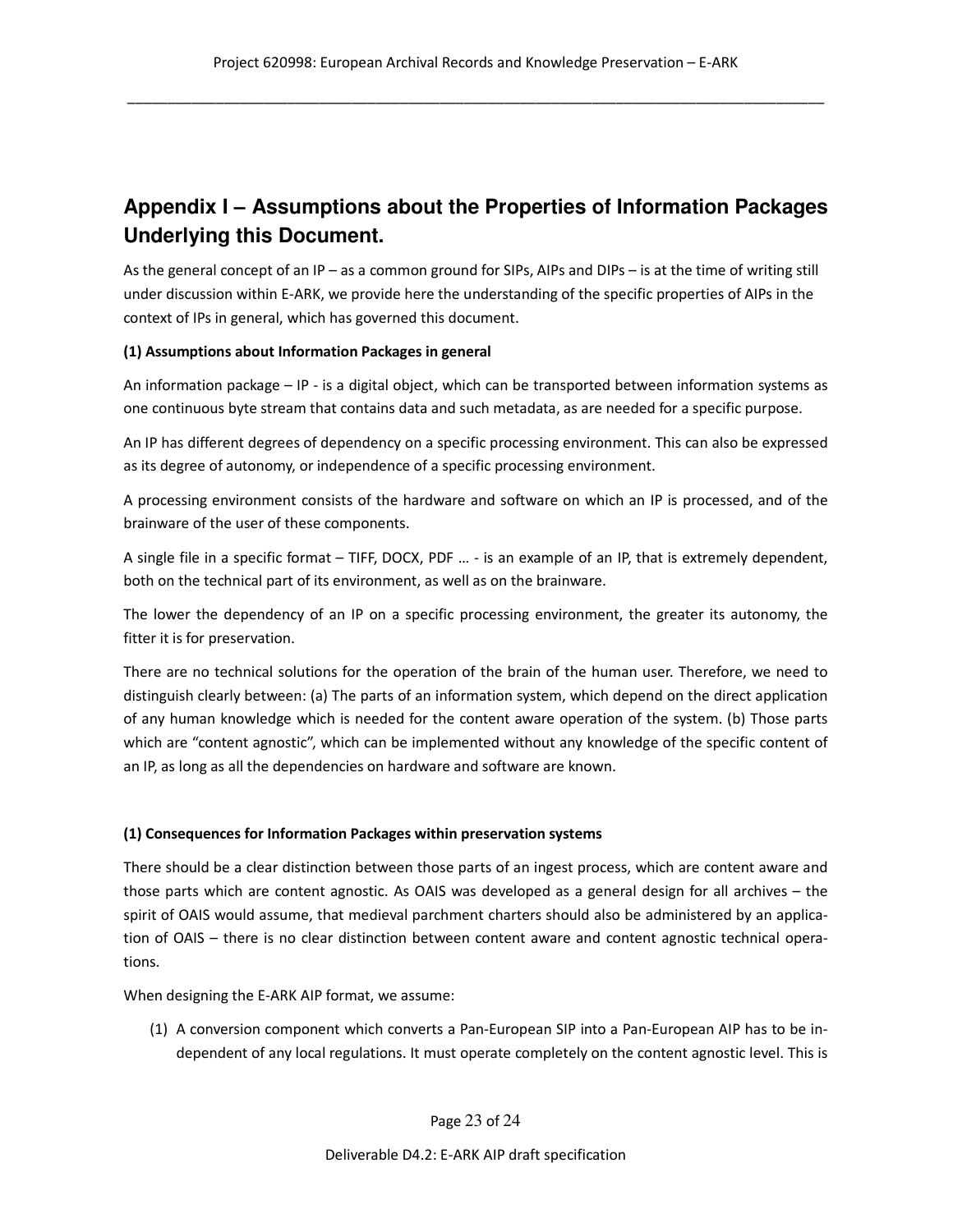## Appendix I – Assumptions about the Properties of Information Packages Underlying this Document.

As the general concept of an IP – as a common ground for SIPs, AIPs and DIPs – is at the time of writing still under discussion within E-ARK, we provide here the understanding of the specific properties of AIPs in the context of IPs in general, which has governed this document.

**(1) Assumptions about Information Packages in general**

An information package – IP - is a digital object, which can be transported between information systems as one continuous byte stream that contains data and such metadata, as are needed for a specific purpose.

An IP has different degrees of dependency on a specific processing environment. This can also be expressed as its degree of autonomy, or independence of a specific processing environment.

A processing environment consists of the hardware and software on which an IP is processed, and of the brainware of the user of these components.

A single file in a specific format – TIFF, DOCX, PDF … - is an example of an IP, that is extremely dependent, both on the technical part of its environment, as well as on the brainware.

The lower the dependency of an IP on a specific processing environment, the greater its autonomy, the fitter it is for preservation.

There are no technical solutions for the operation of the brain of the human user. Therefore, we need to distinguish clearly between: (a) The parts of an information system, which depend on the direct application of any human knowledge which is needed for the content aware operation of the system. (b) Those parts which are "content agnostic", which can be implemented without any knowledge of the specific content of an IP, as long as all the dependencies on hardware and software are known.

**(1) Consequences for Information Packages within preservation systems**

There should be a clear distinction between those parts of an ingest process, which are content aware and those parts which are content agnostic. As OAIS was developed as a general design for all archives – the spirit of OAIS would assume, that medieval parchment charters should also be administered by an application of OAIS – there is no clear distinction between content aware and content agnostic technical operations.

When designing the E-ARK AIP format, we assume:

(1) A conversion component which converts a Pan-European SIP into a Pan-European AIP has to be independent of any local regulations. It must operate completely on the content agnostic level. This is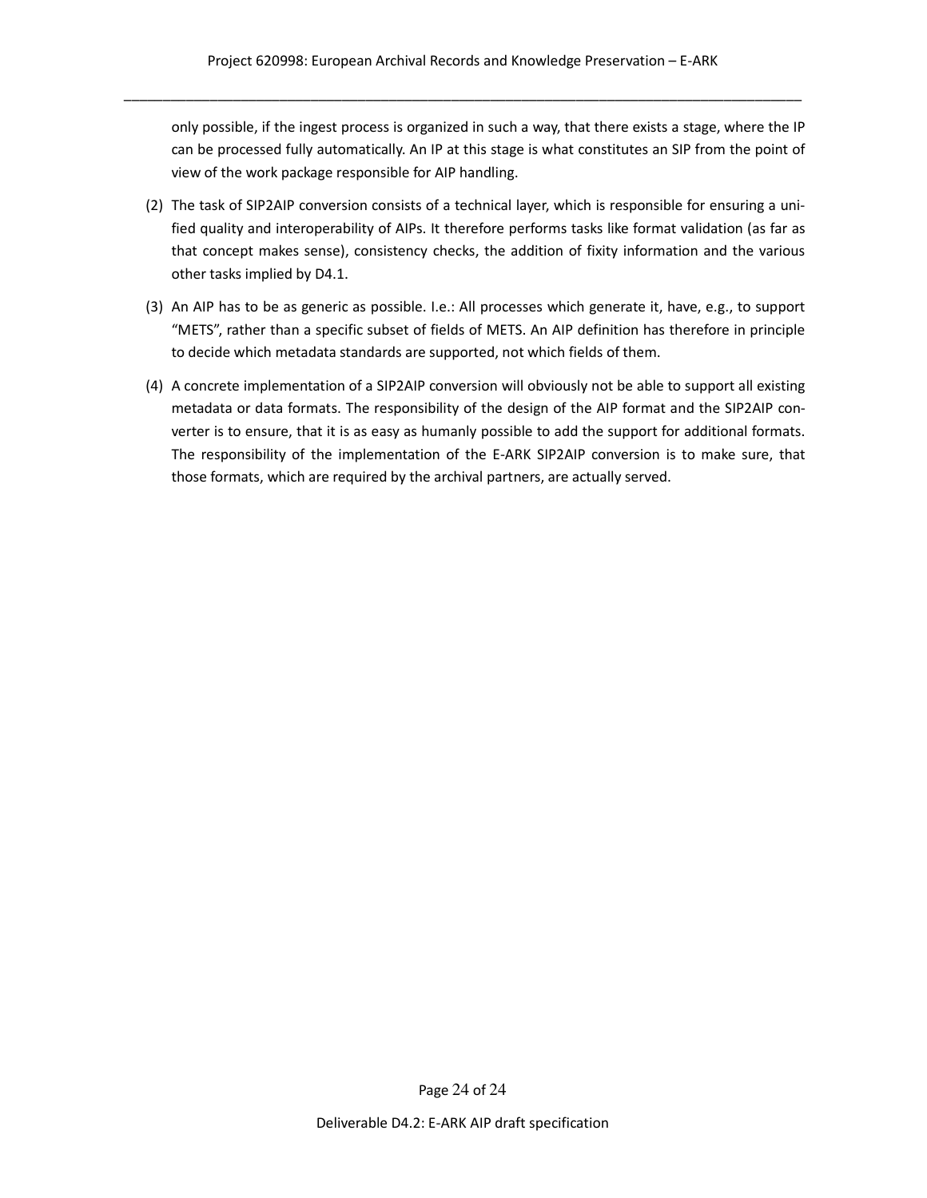only possible, if the ingest process is organized in such a way, that there exists a stage, where the IP can be processed fully automatically. An IP at this stage is what constitutes an SIP from the point of view of the work package responsible for AIP handling.

(2) The task of SIP2AIP conversion consists of a technical layer, which is responsible for ensuring a unified quality and interoperability of AIPs. It therefore performs tasks like format validation (as far as that concept makes sense), consistency checks, the addition of fixity information and the various other tasks implied by D4.1.

(3) An AIP has to be as generic as possible. I.e.: All processes which generate it, have, e.g., to support "METS", rather than a specific subset of fields of METS. An AIP definition has therefore in principle to decide which metadata standards are supported, not which fields of them.

(4) A concrete implementation of a SIP2AIP conversion will obviously not be able to support all existing metadata or data formats. The responsibility of the design of the AIP format and the SIP2AIP converter is to ensure, that it is as easy as humanly possible to add the support for additional formats. The responsibility of the implementation of the E-ARK SIP2AIP conversion is to make sure, that those formats, which are required by the archival partners, are actually served.